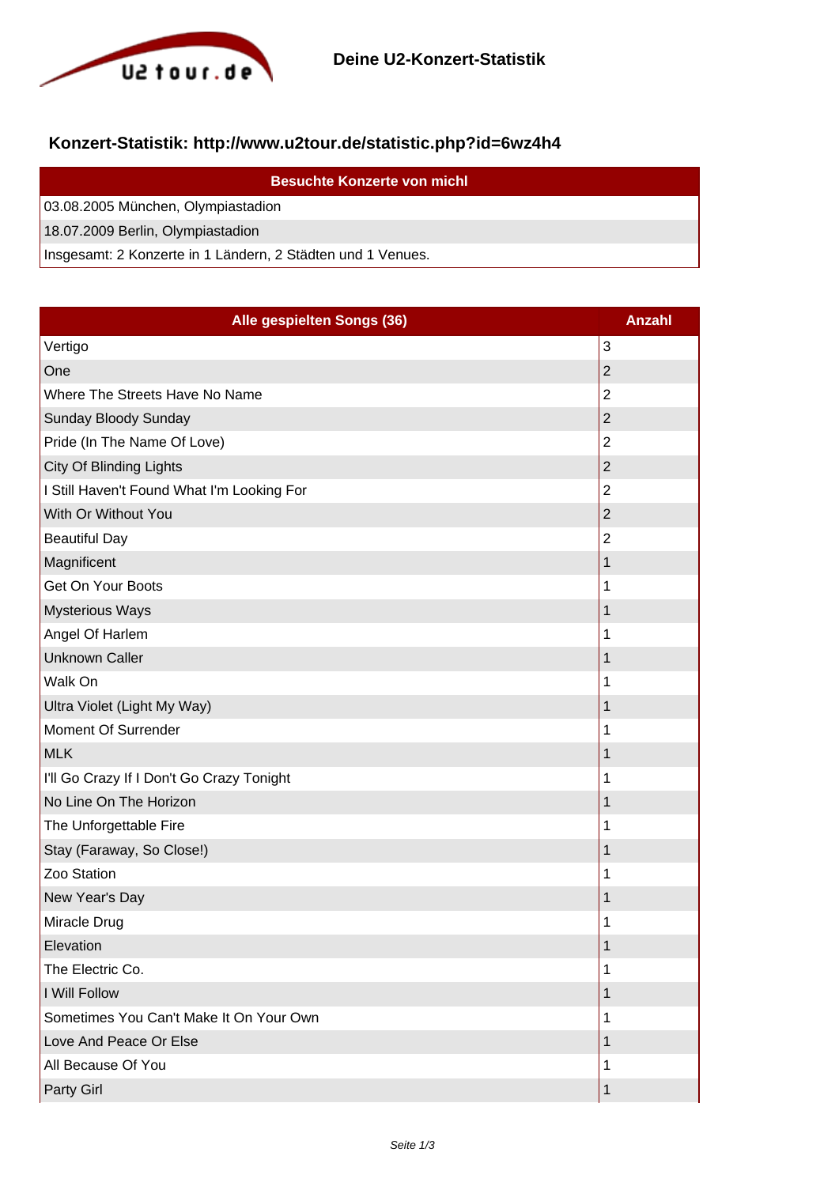# Deine U2-Konzert-Statistik

## Konzert-Statistik: http://www.u2tour.de/statistic.php?id=6wz4h4

| Besuchte Konzerte von michl |
| --- |
| 03.08.2005 München, Olympiastadion |
| 18.07.2009 Berlin, Olympiastadion |
| Insgesamt: 2 Konzerte in 1 Ländern, 2 Städten und 1 Venues. |

| Alle gespielten Songs (36) | Anzahl |
| --- | --- |
| Vertigo | 3 |
| One | 2 |
| Where The Streets Have No Name | 2 |
| Sunday Bloody Sunday | 2 |
| Pride (In The Name Of Love) | 2 |
| City Of Blinding Lights | 2 |
| I Still Haven't Found What I'm Looking For | 2 |
| With Or Without You | 2 |
| Beautiful Day | 2 |
| Magnificent | 1 |
| Get On Your Boots | 1 |
| Mysterious Ways | 1 |
| Angel Of Harlem | 1 |
| Unknown Caller | 1 |
| Walk On | 1 |
| Ultra Violet (Light My Way) | 1 |
| Moment Of Surrender | 1 |
| MLK | 1 |
| I'll Go Crazy If I Don't Go Crazy Tonight | 1 |
| No Line On The Horizon | 1 |
| The Unforgettable Fire | 1 |
| Stay (Faraway, So Close!) | 1 |
| Zoo Station | 1 |
| New Year's Day | 1 |
| Miracle Drug | 1 |
| Elevation | 1 |
| The Electric Co. | 1 |
| I Will Follow | 1 |
| Sometimes You Can't Make It On Your Own | 1 |
| Love And Peace Or Else | 1 |
| All Because Of You | 1 |
| Party Girl | 1 |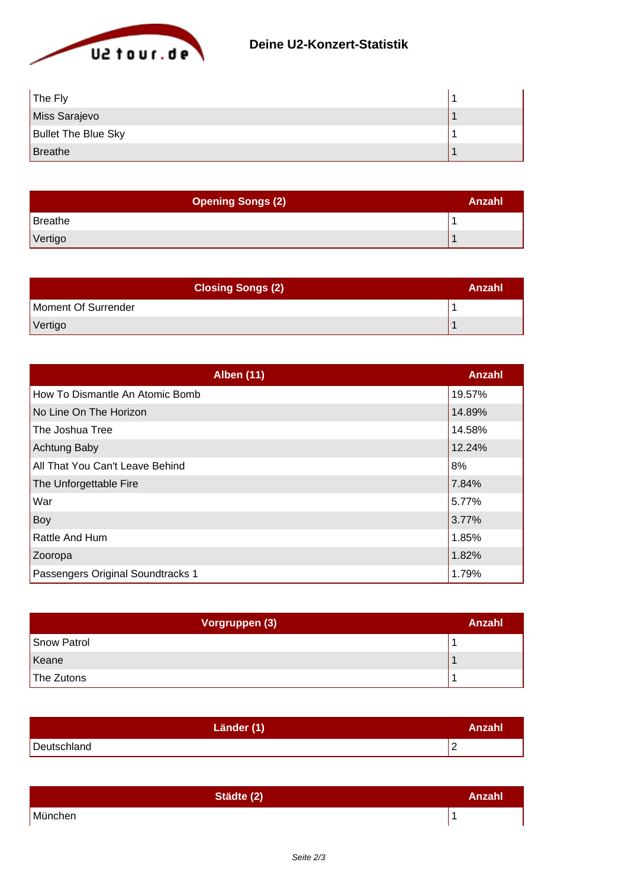## Deine U2-Konzert-Statistik

| | |
|---|---|
| The Fly | 1 |
| Miss Sarajevo | 1 |
| Bullet The Blue Sky | 1 |
| Breathe | 1 |

| Opening Songs (2) | Anzahl |
|---|---|
| Breathe | 1 |
| Vertigo | 1 |

| Closing Songs (2) | Anzahl |
|---|---|
| Moment Of Surrender | 1 |
| Vertigo | 1 |

| Alben (11) | Anzahl |
|---|---|
| How To Dismantle An Atomic Bomb | 19.57% |
| No Line On The Horizon | 14.89% |
| The Joshua Tree | 14.58% |
| Achtung Baby | 12.24% |
| All That You Can't Leave Behind | 8% |
| The Unforgettable Fire | 7.84% |
| War | 5.77% |
| Boy | 3.77% |
| Rattle And Hum | 1.85% |
| Zooropa | 1.82% |
| Passengers Original Soundtracks 1 | 1.79% |

| Vorgruppen (3) | Anzahl |
|---|---|
| Snow Patrol | 1 |
| Keane | 1 |
| The Zutons | 1 |

| Länder (1) | Anzahl |
|---|---|
| Deutschland | 2 |

| Städte (2) | Anzahl |
|---|---|
| München | 1 |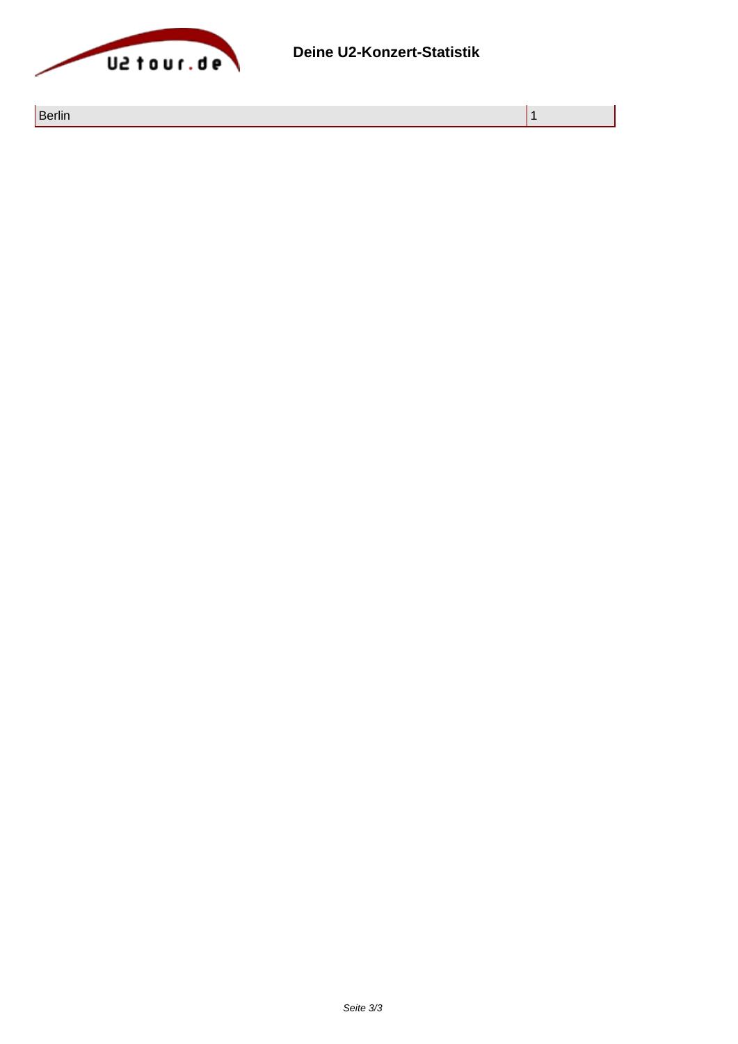| | |
|---|---|
| Berlin | 1 |